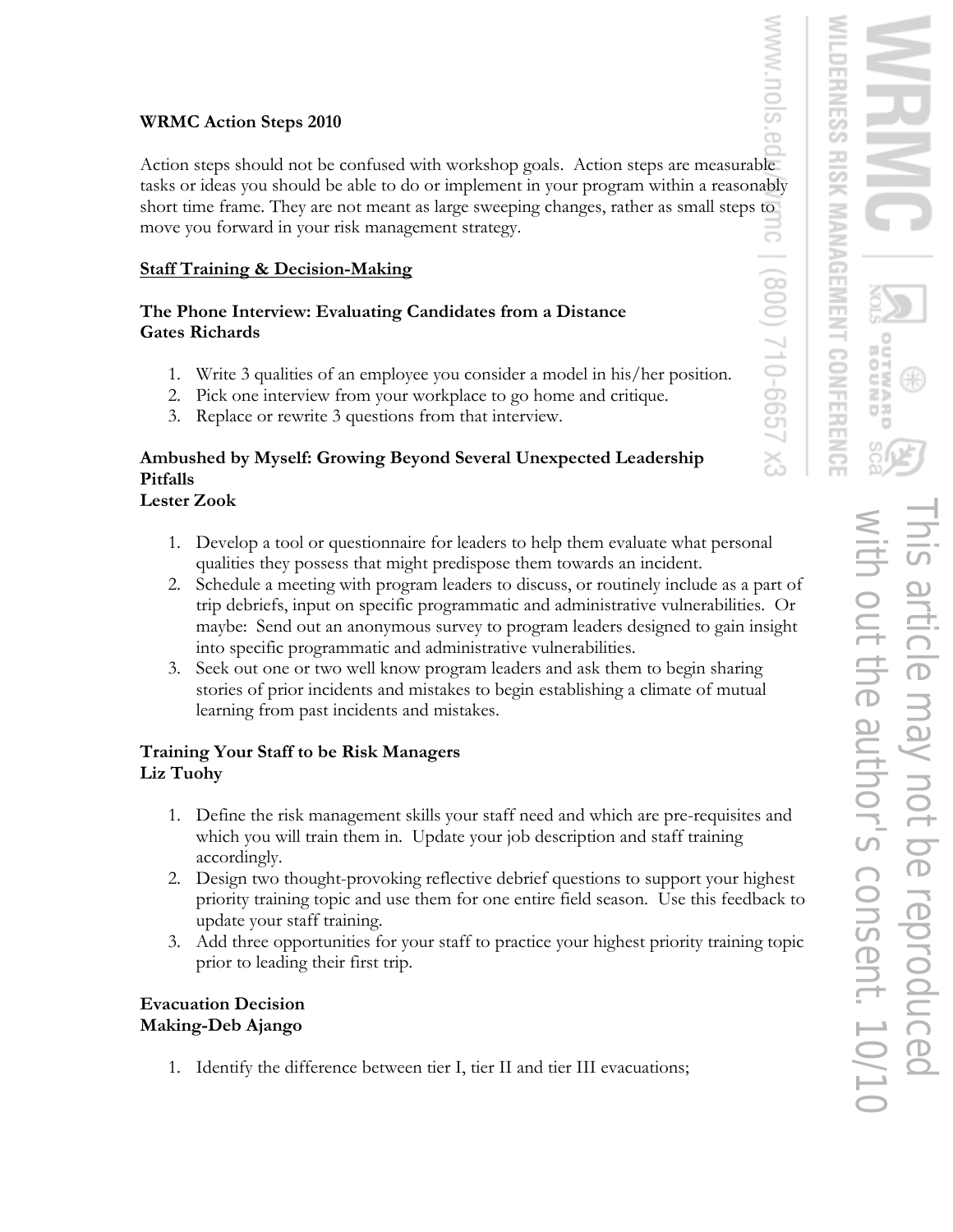# WRMC Action Steps 2010

Action steps should not be confused with workshop goals. Action steps are measurable tasks or ideas you should be able to do or implement in your program within a reasonably short time frame. They are not meant as large sweeping changes, rather as small steps to move you forward in your risk management strategy.

## Staff Training & Decision-Making

### The Phone Interview: Evaluating Candidates from a Distance
**Gates Richards**

1. Write 3 qualities of an employee you consider a model in his/her position.
2. Pick one interview from your workplace to go home and critique.
3. Replace or rewrite 3 questions from that interview.

### Ambushed by Myself: Growing Beyond Several Unexpected Leadership Pitfalls
**Lester Zook**

1. Develop a tool or questionnaire for leaders to help them evaluate what personal qualities they possess that might predispose them towards an incident.
2. Schedule a meeting with program leaders to discuss, or routinely include as a part of trip debriefs, input on specific programmatic and administrative vulnerabilities. Or maybe: Send out an anonymous survey to program leaders designed to gain insight into specific programmatic and administrative vulnerabilities.
3. Seek out one or two well know program leaders and ask them to begin sharing stories of prior incidents and mistakes to begin establishing a climate of mutual learning from past incidents and mistakes.

### Training Your Staff to be Risk Managers
**Liz Tuohy**

1. Define the risk management skills your staff need and which are pre-requisites and which you will train them in. Update your job description and staff training accordingly.
2. Design two thought-provoking reflective debrief questions to support your highest priority training topic and use them for one entire field season. Use this feedback to update your staff training.
3. Add three opportunities for your staff to practice your highest priority training topic prior to leading their first trip.

### Evacuation Decision Making-Deb Ajango

1. Identify the difference between tier I, tier II and tier III evacuations;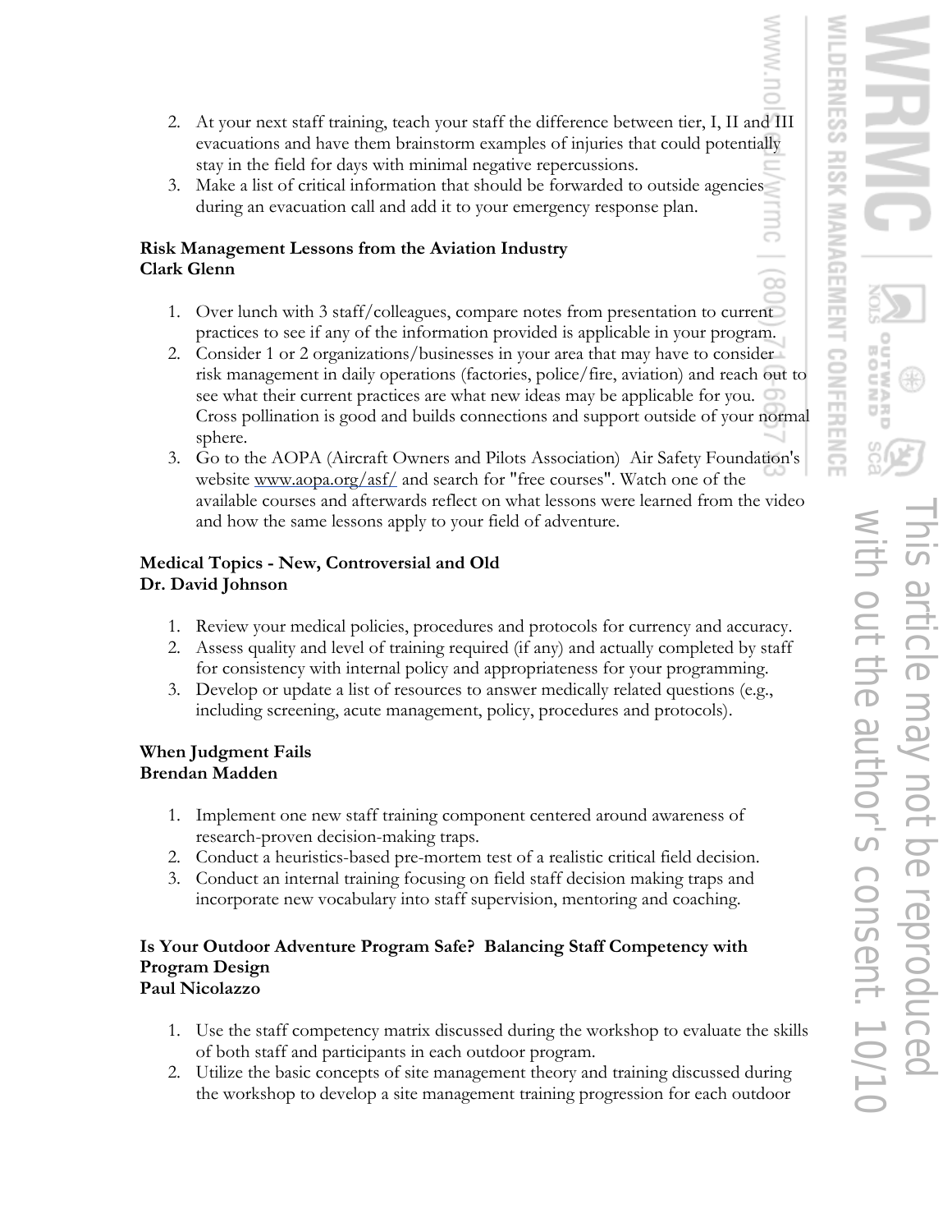2. At your next staff training, teach your staff the difference between tier, I, II and III evacuations and have them brainstorm examples of injuries that could potentially stay in the field for days with minimal negative repercussions.
3. Make a list of critical information that should be forwarded to outside agencies during an evacuation call and add it to your emergency response plan.

**Risk Management Lessons from the Aviation Industry**
**Clark Glenn**

1. Over lunch with 3 staff/colleagues, compare notes from presentation to current practices to see if any of the information provided is applicable in your program.
2. Consider 1 or 2 organizations/businesses in your area that may have to consider risk management in daily operations (factories, police/fire, aviation) and reach out to see what their current practices are what new ideas may be applicable for you. Cross pollination is good and builds connections and support outside of your normal sphere.
3. Go to the AOPA (Aircraft Owners and Pilots Association) Air Safety Foundation's website www.aopa.org/asf/ and search for "free courses". Watch one of the available courses and afterwards reflect on what lessons were learned from the video and how the same lessons apply to your field of adventure.

**Medical Topics - New, Controversial and Old**
**Dr. David Johnson**

1. Review your medical policies, procedures and protocols for currency and accuracy.
2. Assess quality and level of training required (if any) and actually completed by staff for consistency with internal policy and appropriateness for your programming.
3. Develop or update a list of resources to answer medically related questions (e.g., including screening, acute management, policy, procedures and protocols).

**When Judgment Fails**
**Brendan Madden**

1. Implement one new staff training component centered around awareness of research-proven decision-making traps.
2. Conduct a heuristics-based pre-mortem test of a realistic critical field decision.
3. Conduct an internal training focusing on field staff decision making traps and incorporate new vocabulary into staff supervision, mentoring and coaching.

**Is Your Outdoor Adventure Program Safe? Balancing Staff Competency with Program Design**
**Paul Nicolazzo**

1. Use the staff competency matrix discussed during the workshop to evaluate the skills of both staff and participants in each outdoor program.
2. Utilize the basic concepts of site management theory and training discussed during the workshop to develop a site management training progression for each outdoor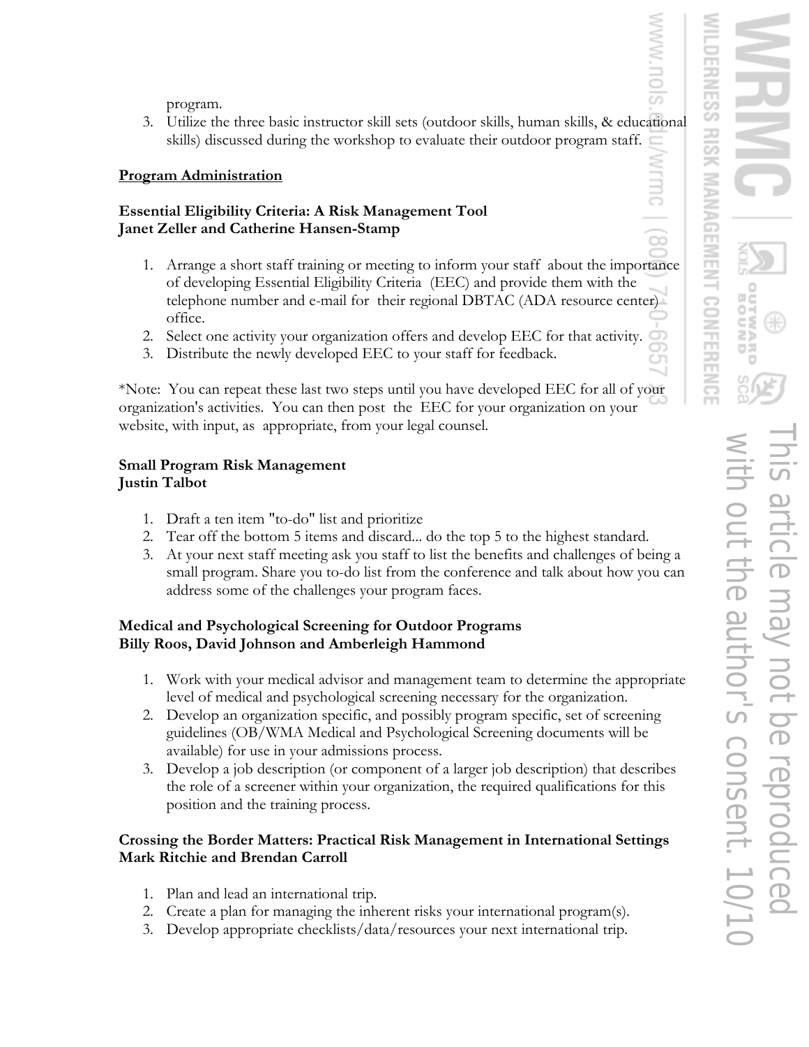program.

3. Utilize the three basic instructor skill sets (outdoor skills, human skills, & educational skills) discussed during the workshop to evaluate their outdoor program staff.

## Program Administration

### Essential Eligibility Criteria: A Risk Management Tool
### Janet Zeller and Catherine Hansen-Stamp

1. Arrange a short staff training or meeting to inform your staff about the importance of developing Essential Eligibility Criteria (EEC) and provide them with the telephone number and e-mail for their regional DBTAC (ADA resource center) office.
2. Select one activity your organization offers and develop EEC for that activity.
3. Distribute the newly developed EEC to your staff for feedback.

*Note: You can repeat these last two steps until you have developed EEC for all of your organization's activities. You can then post the EEC for your organization on your website, with input, as appropriate, from your legal counsel.

### Small Program Risk Management
### Justin Talbot

1. Draft a ten item "to-do" list and prioritize
2. Tear off the bottom 5 items and discard... do the top 5 to the highest standard.
3. At your next staff meeting ask you staff to list the benefits and challenges of being a small program. Share you to-do list from the conference and talk about how you can address some of the challenges your program faces.

### Medical and Psychological Screening for Outdoor Programs
### Billy Roos, David Johnson and Amberleigh Hammond

1. Work with your medical advisor and management team to determine the appropriate level of medical and psychological screening necessary for the organization.
2. Develop an organization specific, and possibly program specific, set of screening guidelines (OB/WMA Medical and Psychological Screening documents will be available) for use in your admissions process.
3. Develop a job description (or component of a larger job description) that describes the role of a screener within your organization, the required qualifications for this position and the training process.

### Crossing the Border Matters: Practical Risk Management in International Settings
### Mark Ritchie and Brendan Carroll

1. Plan and lead an international trip.
2. Create a plan for managing the inherent risks your international program(s).
3. Develop appropriate checklists/data/resources your next international trip.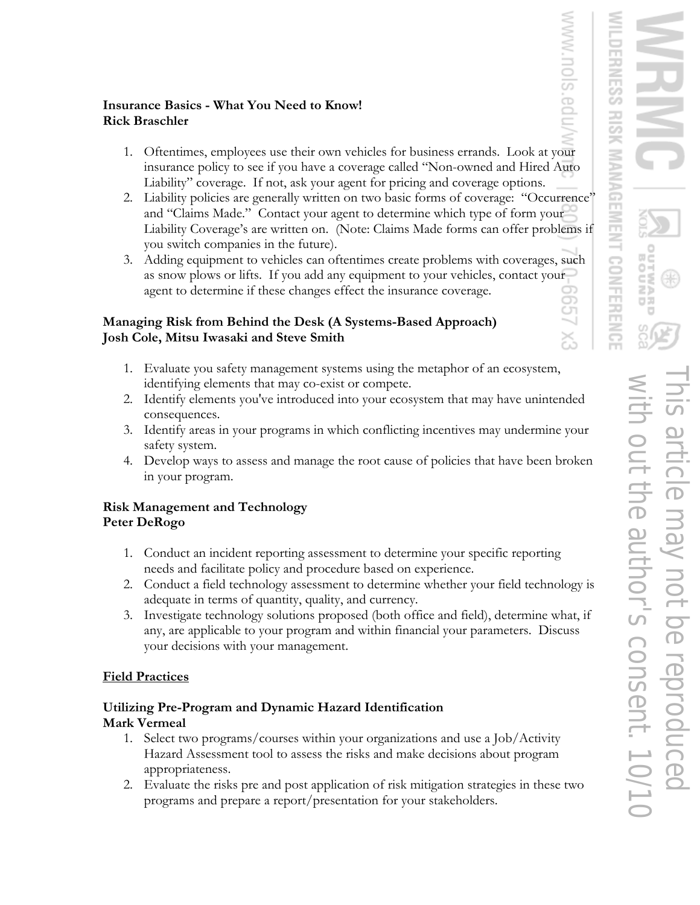**Insurance Basics - What You Need to Know!**
**Rick Braschler**

1. Oftentimes, employees use their own vehicles for business errands. Look at your insurance policy to see if you have a coverage called "Non-owned and Hired Auto Liability" coverage. If not, ask your agent for pricing and coverage options.
2. Liability policies are generally written on two basic forms of coverage: "Occurrence" and "Claims Made." Contact your agent to determine which type of form your Liability Coverage's are written on. (Note: Claims Made forms can offer problems if you switch companies in the future).
3. Adding equipment to vehicles can oftentimes create problems with coverages, such as snow plows or lifts. If you add any equipment to your vehicles, contact your agent to determine if these changes effect the insurance coverage.

**Managing Risk from Behind the Desk (A Systems-Based Approach)**
**Josh Cole, Mitsu Iwasaki and Steve Smith**

1. Evaluate you safety management systems using the metaphor of an ecosystem, identifying elements that may co-exist or compete.
2. Identify elements you've introduced into your ecosystem that may have unintended consequences.
3. Identify areas in your programs in which conflicting incentives may undermine your safety system.
4. Develop ways to assess and manage the root cause of policies that have been broken in your program.

**Risk Management and Technology**
**Peter DeRogo**

1. Conduct an incident reporting assessment to determine your specific reporting needs and facilitate policy and procedure based on experience.
2. Conduct a field technology assessment to determine whether your field technology is adequate in terms of quantity, quality, and currency.
3. Investigate technology solutions proposed (both office and field), determine what, if any, are applicable to your program and within financial your parameters. Discuss your decisions with your management.

**<u>Field Practices</u>**

**Utilizing Pre-Program and Dynamic Hazard Identification**
**Mark Vermeal**

1. Select two programs/courses within your organizations and use a Job/Activity Hazard Assessment tool to assess the risks and make decisions about program appropriateness.
2. Evaluate the risks pre and post application of risk mitigation strategies in these two programs and prepare a report/presentation for your stakeholders.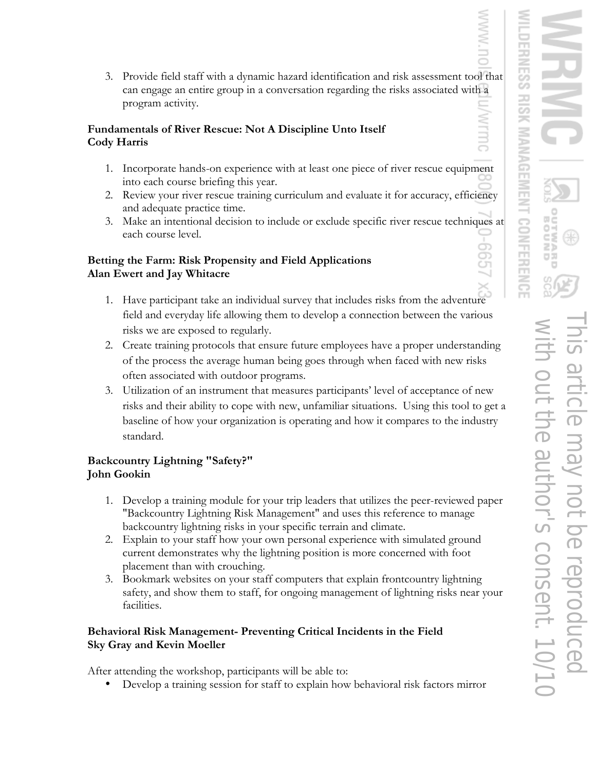3. Provide field staff with a dynamic hazard identification and risk assessment tool that can engage an entire group in a conversation regarding the risks associated with a program activity.

**Fundamentals of River Rescue: Not A Discipline Unto Itself**
**Cody Harris**

1. Incorporate hands-on experience with at least one piece of river rescue equipment into each course briefing this year.
2. Review your river rescue training curriculum and evaluate it for accuracy, efficiency and adequate practice time.
3. Make an intentional decision to include or exclude specific river rescue techniques at each course level.

**Betting the Farm: Risk Propensity and Field Applications**
**Alan Ewert and Jay Whitacre**

1. Have participant take an individual survey that includes risks from the adventure field and everyday life allowing them to develop a connection between the various risks we are exposed to regularly.
2. Create training protocols that ensure future employees have a proper understanding of the process the average human being goes through when faced with new risks often associated with outdoor programs.
3. Utilization of an instrument that measures participants' level of acceptance of new risks and their ability to cope with new, unfamiliar situations. Using this tool to get a baseline of how your organization is operating and how it compares to the industry standard.

**Backcountry Lightning "Safety?"**
**John Gookin**

1. Develop a training module for your trip leaders that utilizes the peer-reviewed paper "Backcountry Lightning Risk Management" and uses this reference to manage backcountry lightning risks in your specific terrain and climate.
2. Explain to your staff how your own personal experience with simulated ground current demonstrates why the lightning position is more concerned with foot placement than with crouching.
3. Bookmark websites on your staff computers that explain frontcountry lightning safety, and show them to staff, for ongoing management of lightning risks near your facilities.

**Behavioral Risk Management- Preventing Critical Incidents in the Field**
**Sky Gray and Kevin Moeller**

After attending the workshop, participants will be able to:

- Develop a training session for staff to explain how behavioral risk factors mirror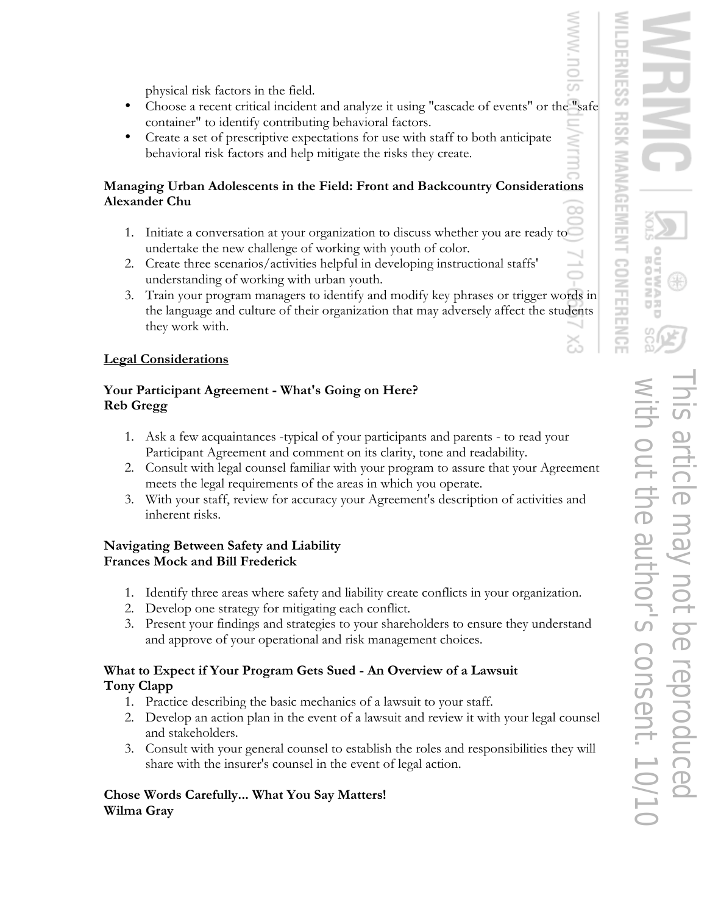physical risk factors in the field.

- Choose a recent critical incident and analyze it using "cascade of events" or the "safe container" to identify contributing behavioral factors.
- Create a set of prescriptive expectations for use with staff to both anticipate behavioral risk factors and help mitigate the risks they create.

**Managing Urban Adolescents in the Field: Front and Backcountry Considerations**
**Alexander Chu**

1. Initiate a conversation at your organization to discuss whether you are ready to undertake the new challenge of working with youth of color.
2. Create three scenarios/activities helpful in developing instructional staffs' understanding of working with urban youth.
3. Train your program managers to identify and modify key phrases or trigger words in the language and culture of their organization that may adversely affect the students they work with.

**Legal Considerations**

**Your Participant Agreement - What's Going on Here?**
**Reb Gregg**

1. Ask a few acquaintances -typical of your participants and parents - to read your Participant Agreement and comment on its clarity, tone and readability.
2. Consult with legal counsel familiar with your program to assure that your Agreement meets the legal requirements of the areas in which you operate.
3. With your staff, review for accuracy your Agreement's description of activities and inherent risks.

**Navigating Between Safety and Liability**
**Frances Mock and Bill Frederick**

1. Identify three areas where safety and liability create conflicts in your organization.
2. Develop one strategy for mitigating each conflict.
3. Present your findings and strategies to your shareholders to ensure they understand and approve of your operational and risk management choices.

**What to Expect if Your Program Gets Sued - An Overview of a Lawsuit**
**Tony Clapp**

1. Practice describing the basic mechanics of a lawsuit to your staff.
2. Develop an action plan in the event of a lawsuit and review it with your legal counsel and stakeholders.
3. Consult with your general counsel to establish the roles and responsibilities they will share with the insurer's counsel in the event of legal action.

**Chose Words Carefully... What You Say Matters!**
**Wilma Gray**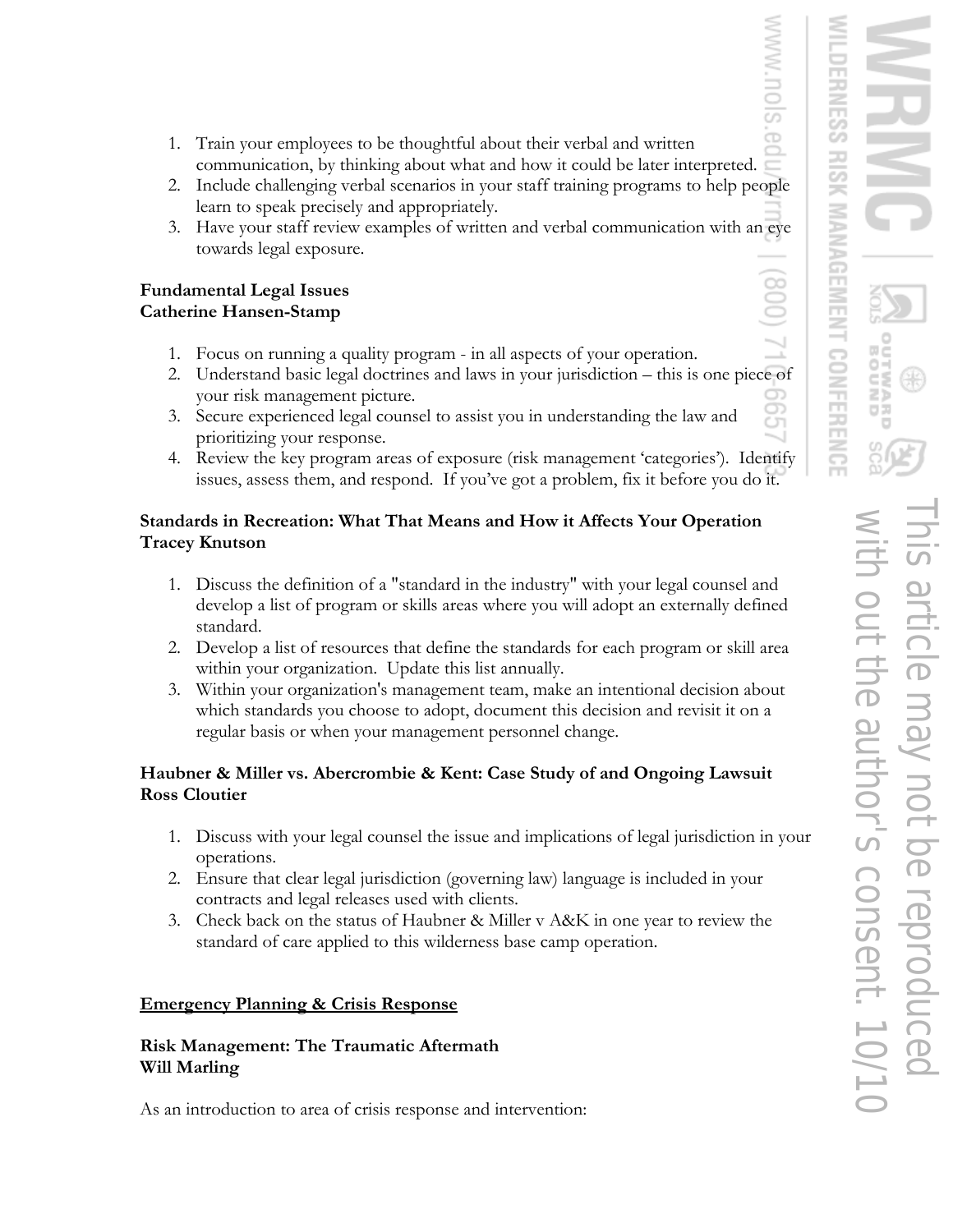1. Train your employees to be thoughtful about their verbal and written communication, by thinking about what and how it could be later interpreted.
2. Include challenging verbal scenarios in your staff training programs to help people learn to speak precisely and appropriately.
3. Have your staff review examples of written and verbal communication with an eye towards legal exposure.

**Fundamental Legal Issues**
**Catherine Hansen-Stamp**

1. Focus on running a quality program - in all aspects of your operation.
2. Understand basic legal doctrines and laws in your jurisdiction – this is one piece of your risk management picture.
3. Secure experienced legal counsel to assist you in understanding the law and prioritizing your response.
4. Review the key program areas of exposure (risk management 'categories'). Identify issues, assess them, and respond. If you've got a problem, fix it before you do it.

**Standards in Recreation: What That Means and How it Affects Your Operation**
**Tracey Knutson**

1. Discuss the definition of a "standard in the industry" with your legal counsel and develop a list of program or skills areas where you will adopt an externally defined standard.
2. Develop a list of resources that define the standards for each program or skill area within your organization. Update this list annually.
3. Within your organization's management team, make an intentional decision about which standards you choose to adopt, document this decision and revisit it on a regular basis or when your management personnel change.

**Haubner & Miller vs. Abercrombie & Kent: Case Study of and Ongoing Lawsuit**
**Ross Cloutier**

1. Discuss with your legal counsel the issue and implications of legal jurisdiction in your operations.
2. Ensure that clear legal jurisdiction (governing law) language is included in your contracts and legal releases used with clients.
3. Check back on the status of Haubner & Miller v A&K in one year to review the standard of care applied to this wilderness base camp operation.

**Emergency Planning & Crisis Response**

**Risk Management: The Traumatic Aftermath**
**Will Marling**

As an introduction to area of crisis response and intervention: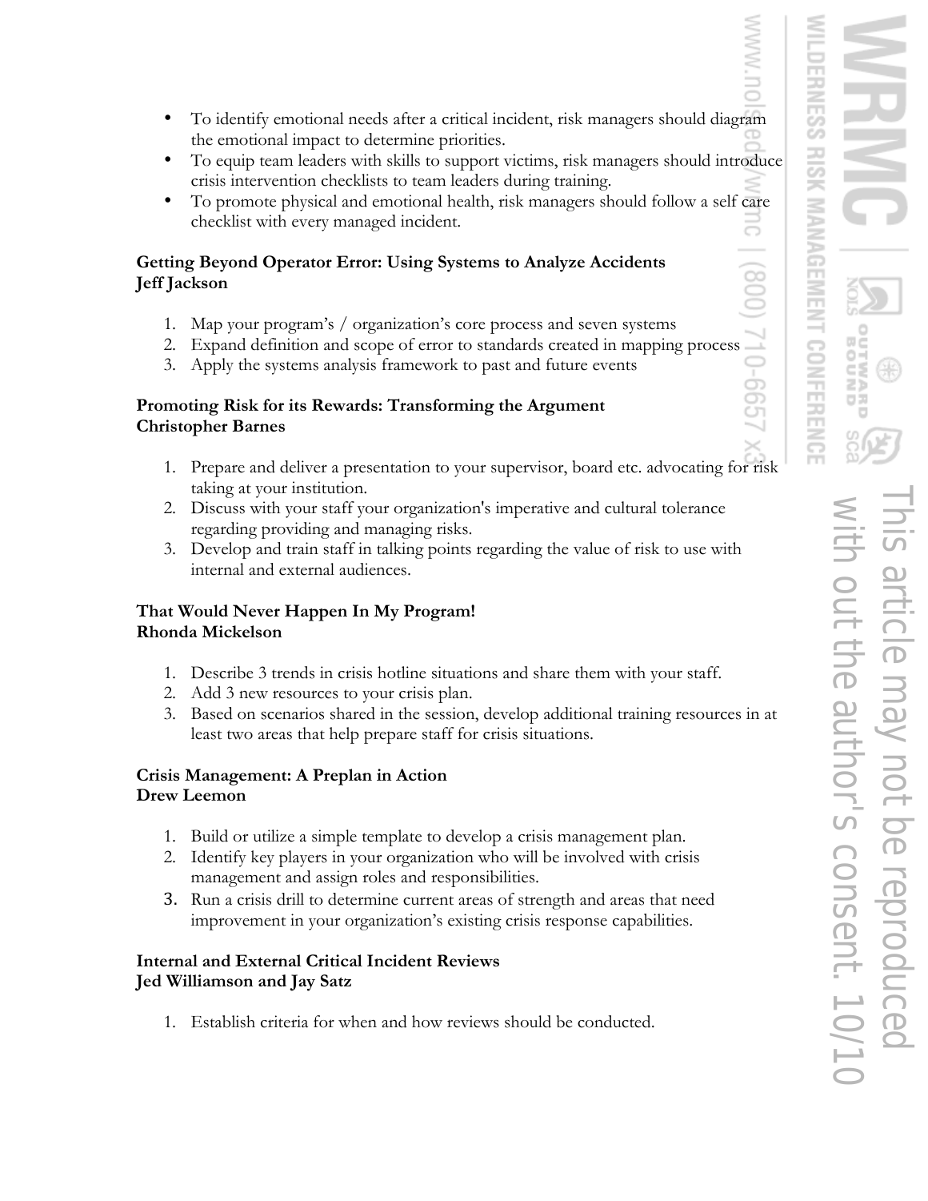- To identify emotional needs after a critical incident, risk managers should diagram the emotional impact to determine priorities.
- To equip team leaders with skills to support victims, risk managers should introduce crisis intervention checklists to team leaders during training.
- To promote physical and emotional health, risk managers should follow a self care checklist with every managed incident.

**Getting Beyond Operator Error: Using Systems to Analyze Accidents**
**Jeff Jackson**

1. Map your program's / organization's core process and seven systems
2. Expand definition and scope of error to standards created in mapping process
3. Apply the systems analysis framework to past and future events

**Promoting Risk for its Rewards: Transforming the Argument**
**Christopher Barnes**

1. Prepare and deliver a presentation to your supervisor, board etc. advocating for risk taking at your institution.
2. Discuss with your staff your organization's imperative and cultural tolerance regarding providing and managing risks.
3. Develop and train staff in talking points regarding the value of risk to use with internal and external audiences.

**That Would Never Happen In My Program!**
**Rhonda Mickelson**

1. Describe 3 trends in crisis hotline situations and share them with your staff.
2. Add 3 new resources to your crisis plan.
3. Based on scenarios shared in the session, develop additional training resources in at least two areas that help prepare staff for crisis situations.

**Crisis Management: A Preplan in Action**
**Drew Leemon**

1. Build or utilize a simple template to develop a crisis management plan.
2. Identify key players in your organization who will be involved with crisis management and assign roles and responsibilities.
3. Run a crisis drill to determine current areas of strength and areas that need improvement in your organization's existing crisis response capabilities.

**Internal and External Critical Incident Reviews**
**Jed Williamson and Jay Satz**

1. Establish criteria for when and how reviews should be conducted.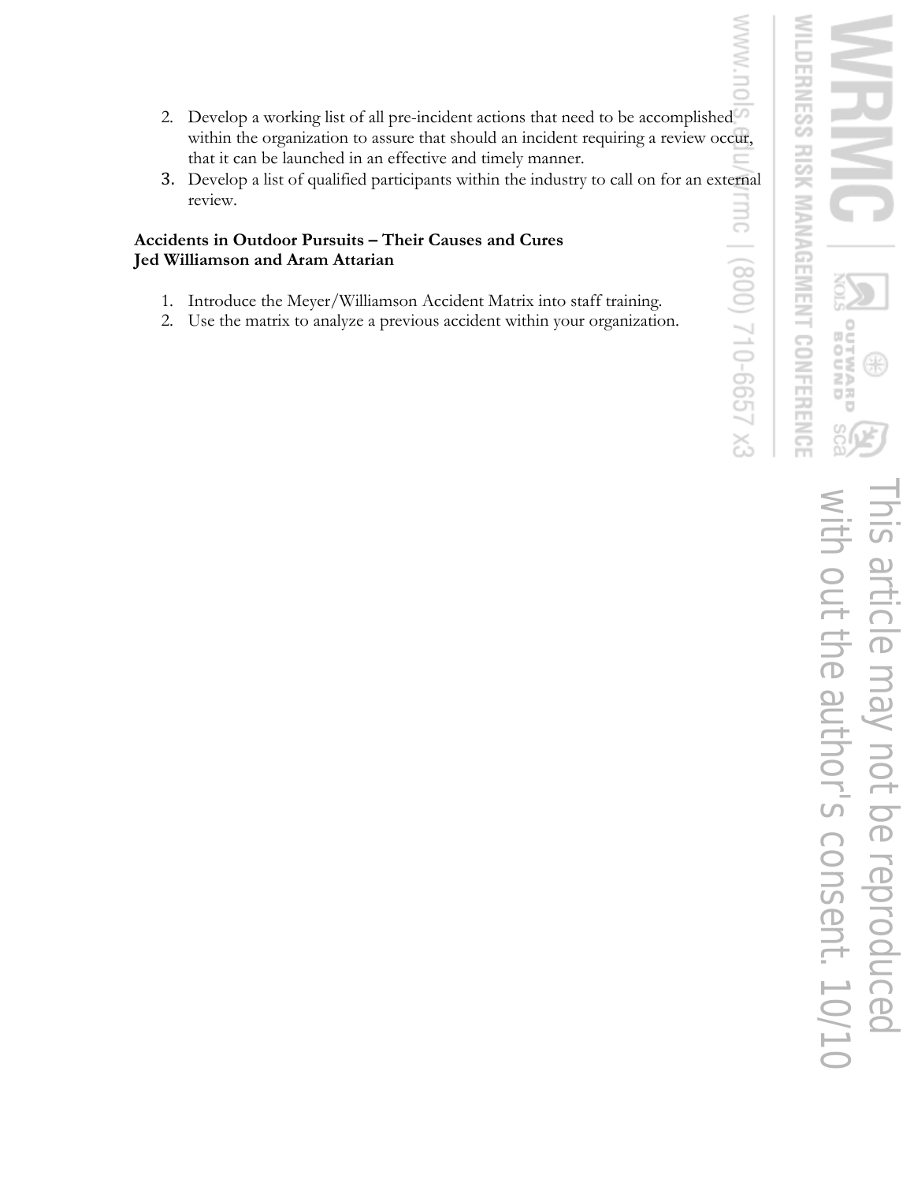2. Develop a working list of all pre-incident actions that need to be accomplished within the organization to assure that should an incident requiring a review occur, that it can be launched in an effective and timely manner.
3. Develop a list of qualified participants within the industry to call on for an external review.

**Accidents in Outdoor Pursuits – Their Causes and Cures**
**Jed Williamson and Aram Attarian**

1. Introduce the Meyer/Williamson Accident Matrix into staff training.
2. Use the matrix to analyze a previous accident within your organization.